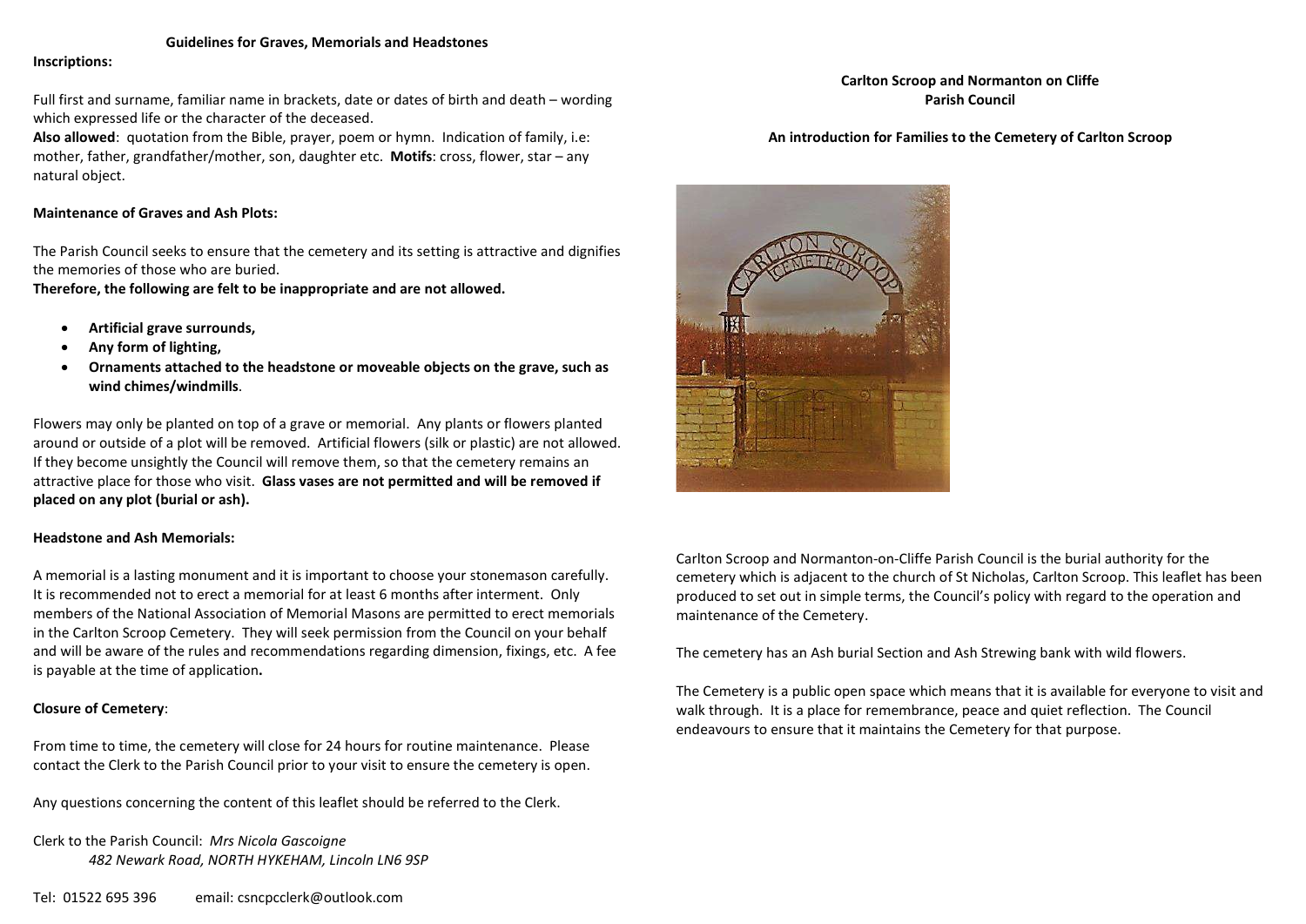## Guidelines for Graves, Memorials and Headstones

**Inscriptions:**

Full first and surname, familiar name in brackets, date or dates of birth and death – wording which expressed life or the character of the deceased.

**Also allowed**: quotation from the Bible, prayer, poem or hymn. Indication of family, i.e: mother, father, grandfather/mother, son, daughter etc. **Motifs**: cross, flower, star – any natural object.

**Maintenance of Graves and Ash Plots:**

The Parish Council seeks to ensure that the cemetery and its setting is attractive and dignifies the memories of those who are buried.

**Therefore, the following are felt to be inappropriate and are not allowed.**

- **Artificial grave surrounds,**
- **Any form of lighting,**
- **Ornaments attached to the headstone or moveable objects on the grave, such as wind chimes/windmills**.

Flowers may only be planted on top of a grave or memorial. Any plants or flowers planted around or outside of a plot will be removed. Artificial flowers (silk or plastic) are not allowed. If they become unsightly the Council will remove them, so that the cemetery remains an attractive place for those who visit. **Glass vases are not permitted and will be removed if placed on any plot (burial or ash).**

**Headstone and Ash Memorials:**

A memorial is a lasting monument and it is important to choose your stonemason carefully. It is recommended not to erect a memorial for at least 6 months after interment. Only members of the National Association of Memorial Masons are permitted to erect memorials in the Carlton Scroop Cemetery. They will seek permission from the Council on your behalf and will be aware of the rules and recommendations regarding dimension, fixings, etc. A fee is payable at the time of application**.**

**Closure of Cemetery**:

From time to time, the cemetery will close for 24 hours for routine maintenance. Please contact the Clerk to the Parish Council prior to your visit to ensure the cemetery is open.

Any questions concerning the content of this leaflet should be referred to the Clerk.

Clerk to the Parish Council: *Mrs Nicola Gascoigne*
*482 Newark Road, NORTH HYKEHAM, Lincoln LN6 9SP*

Tel: 01522 695 396 email: csncpcclerk@outlook.com

## Carlton Scroop and Normanton on Cliffe Parish Council

### An introduction for Families to the Cemetery of Carlton Scroop

Carlton Scroop and Normanton-on-Cliffe Parish Council is the burial authority for the cemetery which is adjacent to the church of St Nicholas, Carlton Scroop. This leaflet has been produced to set out in simple terms, the Council's policy with regard to the operation and maintenance of the Cemetery.

The cemetery has an Ash burial Section and Ash Strewing bank with wild flowers.

The Cemetery is a public open space which means that it is available for everyone to visit and walk through. It is a place for remembrance, peace and quiet reflection. The Council endeavours to ensure that it maintains the Cemetery for that purpose.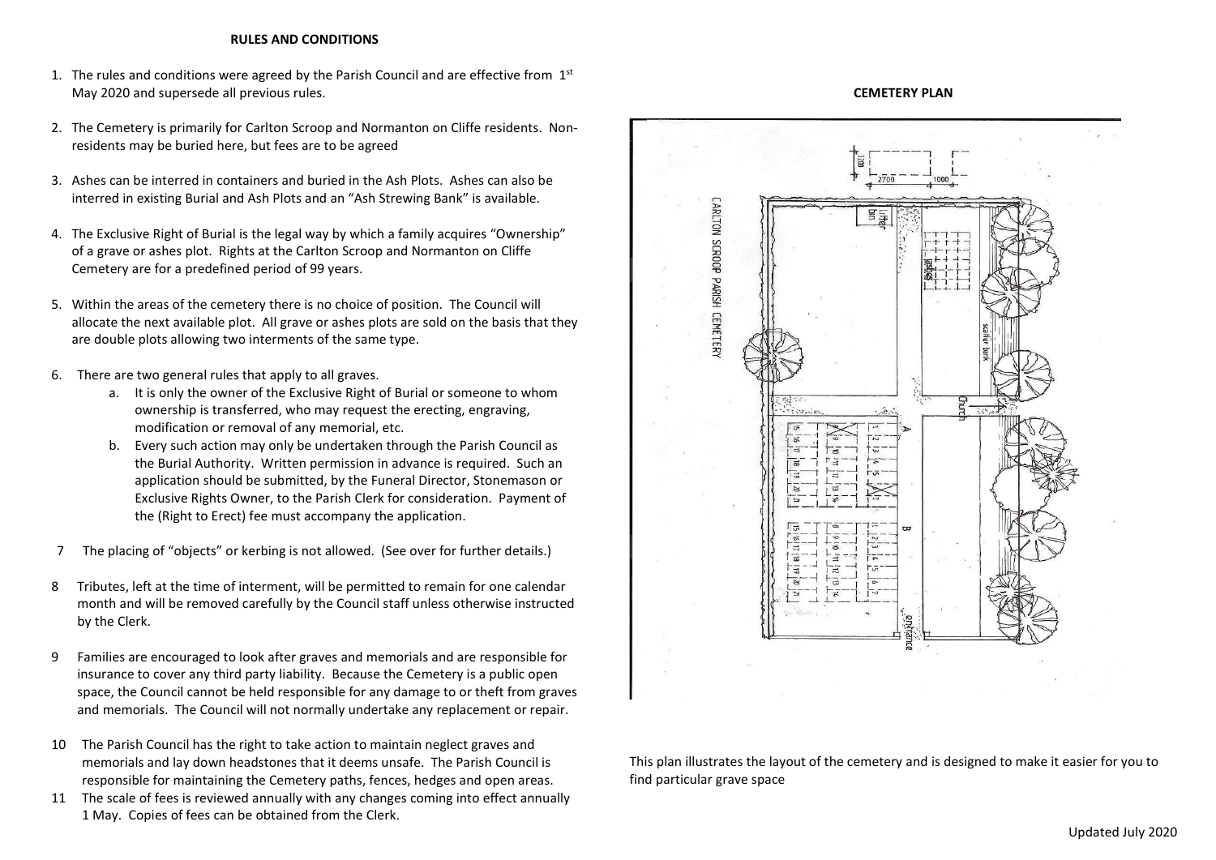## RULES AND CONDITIONS

1. The rules and conditions were agreed by the Parish Council and are effective from 1st May 2020 and supersede all previous rules.
2. The Cemetery is primarily for Carlton Scroop and Normanton on Cliffe residents. Non-residents may be buried here, but fees are to be agreed
3. Ashes can be interred in containers and buried in the Ash Plots. Ashes can also be interred in existing Burial and Ash Plots and an "Ash Strewing Bank" is available.
4. The Exclusive Right of Burial is the legal way by which a family acquires "Ownership" of a grave or ashes plot. Rights at the Carlton Scroop and Normanton on Cliffe Cemetery are for a predefined period of 99 years.
5. Within the areas of the cemetery there is no choice of position. The Council will allocate the next available plot. All grave or ashes plots are sold on the basis that they are double plots allowing two interments of the same type.
6. There are two general rules that apply to all graves.
   a. It is only the owner of the Exclusive Right of Burial or someone to whom ownership is transferred, who may request the erecting, engraving, modification or removal of any memorial, etc.
   b. Every such action may only be undertaken through the Parish Council as the Burial Authority. Written permission in advance is required. Such an application should be submitted, by the Funeral Director, Stonemason or Exclusive Rights Owner, to the Parish Clerk for consideration. Payment of the (Right to Erect) fee must accompany the application.
7. The placing of "objects" or kerbing is not allowed. (See over for further details.)
8. Tributes, left at the time of interment, will be permitted to remain for one calendar month and will be removed carefully by the Council staff unless otherwise instructed by the Clerk.
9. Families are encouraged to look after graves and memorials and are responsible for insurance to cover any third party liability. Because the Cemetery is a public open space, the Council cannot be held responsible for any damage to or theft from graves and memorials. The Council will not normally undertake any replacement or repair.
10. The Parish Council has the right to take action to maintain neglect graves and memorials and lay down headstones that it deems unsafe. The Parish Council is responsible for maintaining the Cemetery paths, fences, hedges and open areas.
11. The scale of fees is reviewed annually with any changes coming into effect annually 1 May. Copies of fees can be obtained from the Clerk.

## CEMETERY PLAN

CARLTON SCROOP PARISH CEMETERY

1200

2700

1000

litter bin

ashes

scatter bank

Church

A

B

entrance

This plan illustrates the layout of the cemetery and is designed to make it easier for you to find particular grave space

Updated July 2020